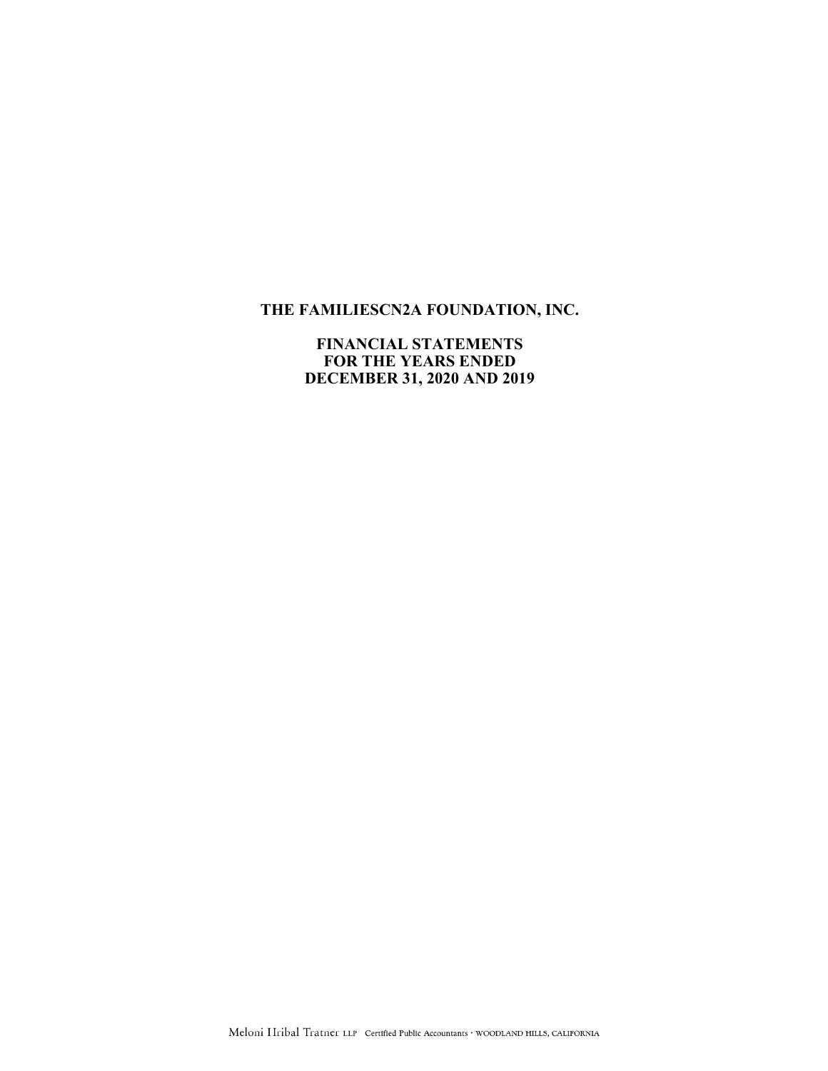# THE FAMILIESCN2A FOUNDATION, INC.

## FINANCIAL STATEMENTS
## FOR THE YEARS ENDED
## DECEMBER 31, 2020 AND 2019

Meloni Hribal Tratner LLP Certified Public Accountants · WOODLAND HILLS, CALIFORNIA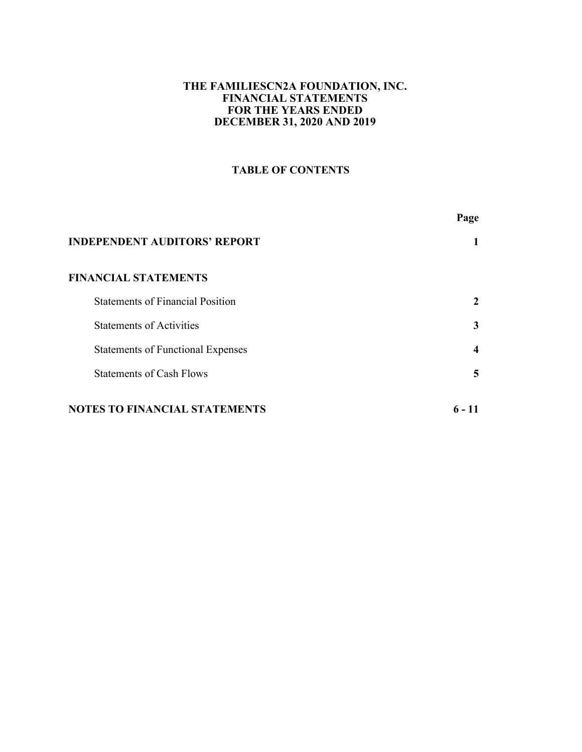# THE FAMILIESCN2A FOUNDATION, INC.
# FINANCIAL STATEMENTS
# FOR THE YEARS ENDED
# DECEMBER 31, 2020 AND 2019

## TABLE OF CONTENTS

| | Page |
|---|---|
| **INDEPENDENT AUDITORS' REPORT** | **1** |
| **FINANCIAL STATEMENTS** | |
| Statements of Financial Position | **2** |
| Statements of Activities | **3** |
| Statements of Functional Expenses | **4** |
| Statements of Cash Flows | **5** |
| **NOTES TO FINANCIAL STATEMENTS** | **6 - 11** |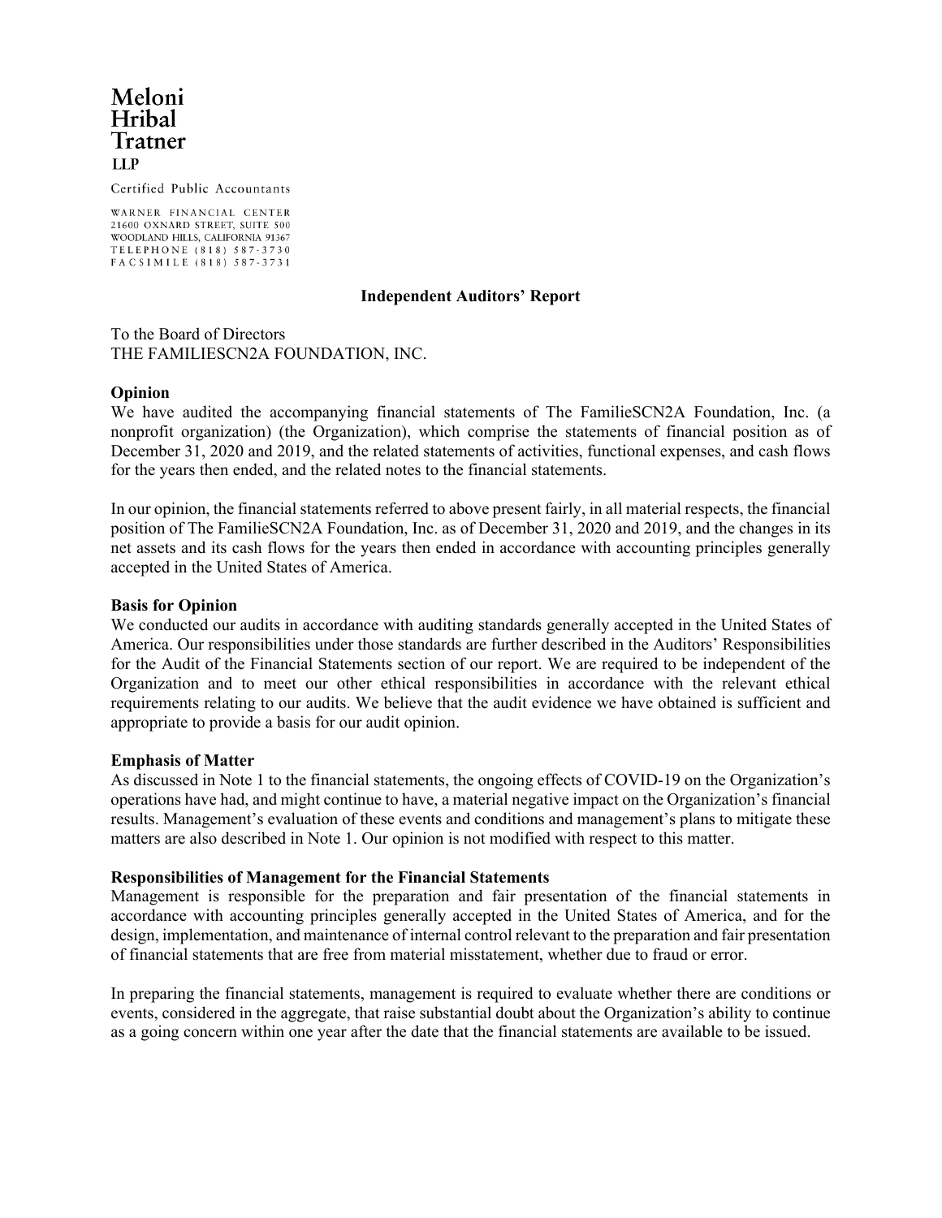**Meloni Hribal Tratner LLP**

Certified Public Accountants

WARNER FINANCIAL CENTER
21600 OXNARD STREET, SUITE 500
WOODLAND HILLS, CALIFORNIA 91367
TELEPHONE (818) 587-3730
FACSIMILE (818) 587-3731

## Independent Auditors' Report

To the Board of Directors
THE FAMILIESCN2A FOUNDATION, INC.

### Opinion

We have audited the accompanying financial statements of The FamilieSCN2A Foundation, Inc. (a nonprofit organization) (the Organization), which comprise the statements of financial position as of December 31, 2020 and 2019, and the related statements of activities, functional expenses, and cash flows for the years then ended, and the related notes to the financial statements.

In our opinion, the financial statements referred to above present fairly, in all material respects, the financial position of The FamilieSCN2A Foundation, Inc. as of December 31, 2020 and 2019, and the changes in its net assets and its cash flows for the years then ended in accordance with accounting principles generally accepted in the United States of America.

### Basis for Opinion

We conducted our audits in accordance with auditing standards generally accepted in the United States of America. Our responsibilities under those standards are further described in the Auditors' Responsibilities for the Audit of the Financial Statements section of our report. We are required to be independent of the Organization and to meet our other ethical responsibilities in accordance with the relevant ethical requirements relating to our audits. We believe that the audit evidence we have obtained is sufficient and appropriate to provide a basis for our audit opinion.

### Emphasis of Matter

As discussed in Note 1 to the financial statements, the ongoing effects of COVID-19 on the Organization's operations have had, and might continue to have, a material negative impact on the Organization's financial results. Management's evaluation of these events and conditions and management's plans to mitigate these matters are also described in Note 1. Our opinion is not modified with respect to this matter.

### Responsibilities of Management for the Financial Statements

Management is responsible for the preparation and fair presentation of the financial statements in accordance with accounting principles generally accepted in the United States of America, and for the design, implementation, and maintenance of internal control relevant to the preparation and fair presentation of financial statements that are free from material misstatement, whether due to fraud or error.

In preparing the financial statements, management is required to evaluate whether there are conditions or events, considered in the aggregate, that raise substantial doubt about the Organization's ability to continue as a going concern within one year after the date that the financial statements are available to be issued.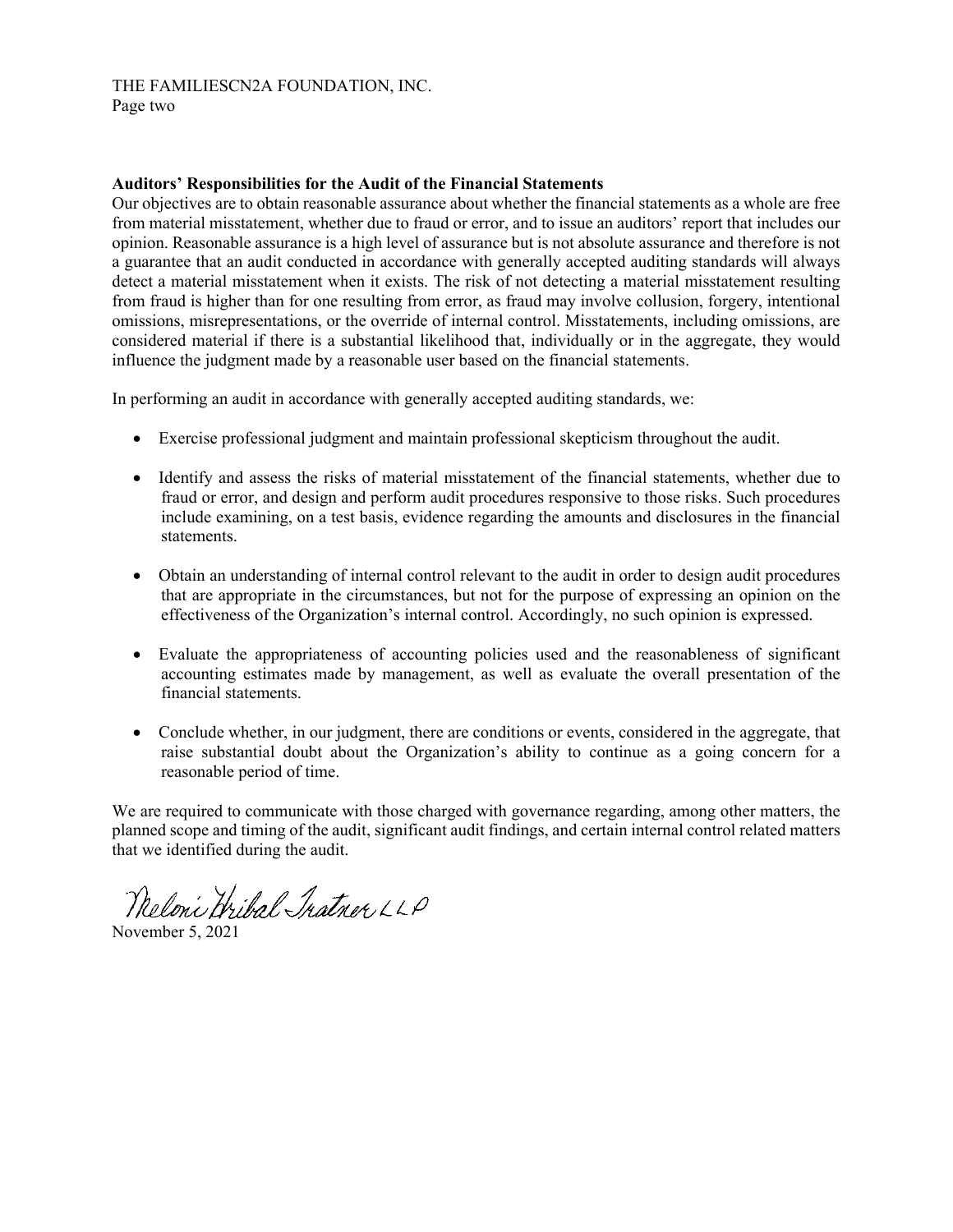**Auditors' Responsibilities for the Audit of the Financial Statements**

Our objectives are to obtain reasonable assurance about whether the financial statements as a whole are free from material misstatement, whether due to fraud or error, and to issue an auditors' report that includes our opinion. Reasonable assurance is a high level of assurance but is not absolute assurance and therefore is not a guarantee that an audit conducted in accordance with generally accepted auditing standards will always detect a material misstatement when it exists. The risk of not detecting a material misstatement resulting from fraud is higher than for one resulting from error, as fraud may involve collusion, forgery, intentional omissions, misrepresentations, or the override of internal control. Misstatements, including omissions, are considered material if there is a substantial likelihood that, individually or in the aggregate, they would influence the judgment made by a reasonable user based on the financial statements.

In performing an audit in accordance with generally accepted auditing standards, we:

- Exercise professional judgment and maintain professional skepticism throughout the audit.
- Identify and assess the risks of material misstatement of the financial statements, whether due to fraud or error, and design and perform audit procedures responsive to those risks. Such procedures include examining, on a test basis, evidence regarding the amounts and disclosures in the financial statements.
- Obtain an understanding of internal control relevant to the audit in order to design audit procedures that are appropriate in the circumstances, but not for the purpose of expressing an opinion on the effectiveness of the Organization's internal control. Accordingly, no such opinion is expressed.
- Evaluate the appropriateness of accounting policies used and the reasonableness of significant accounting estimates made by management, as well as evaluate the overall presentation of the financial statements.
- Conclude whether, in our judgment, there are conditions or events, considered in the aggregate, that raise substantial doubt about the Organization's ability to continue as a going concern for a reasonable period of time.

We are required to communicate with those charged with governance regarding, among other matters, the planned scope and timing of the audit, significant audit findings, and certain internal control related matters that we identified during the audit.

Meloni Hribal Tratner LLP

November 5, 2021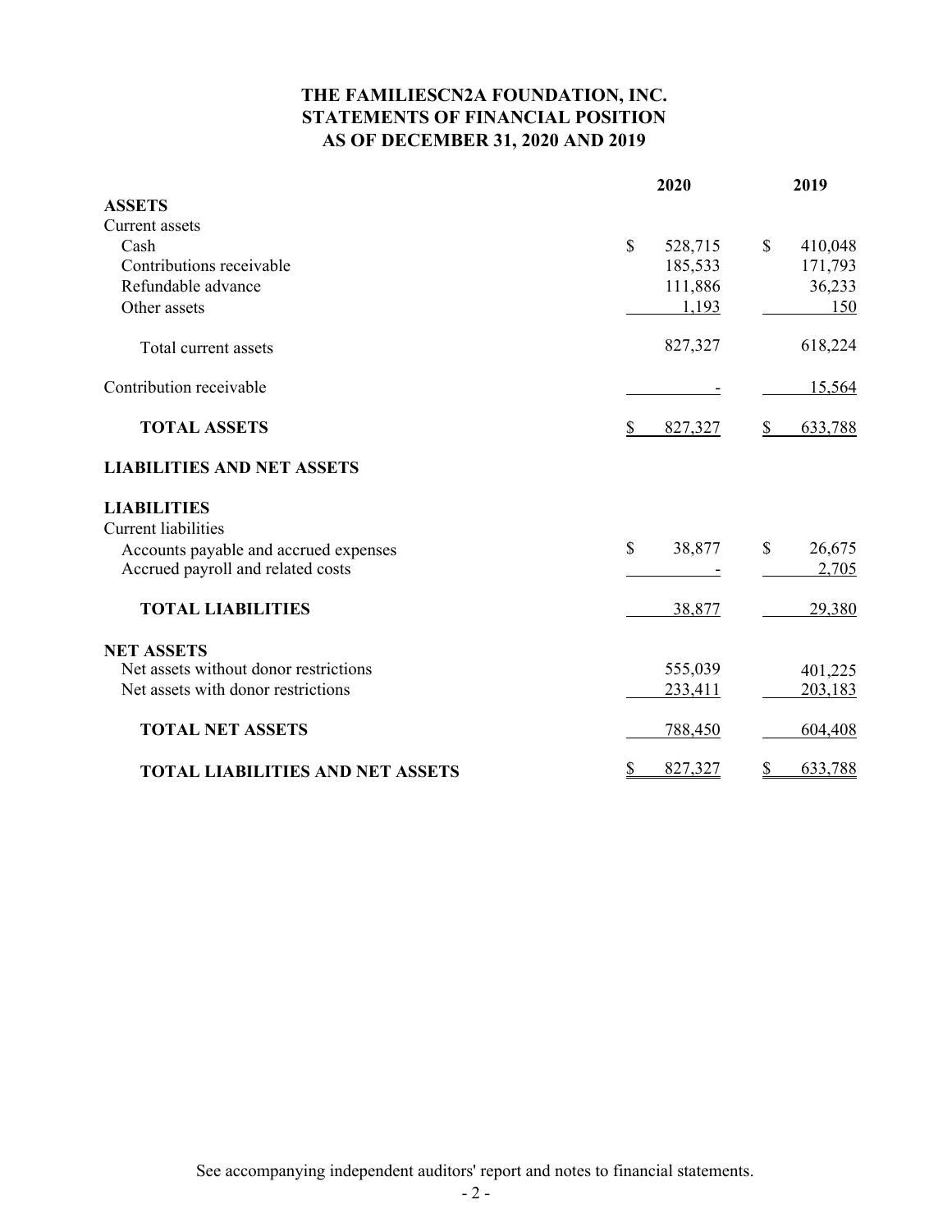# THE FAMILIESCN2A FOUNDATION, INC.
## STATEMENTS OF FINANCIAL POSITION
## AS OF DECEMBER 31, 2020 AND 2019

| | 2020 | 2019 |
|---|---|---|
| **ASSETS** | | |
| Current assets | | |
| Cash | $ 528,715 | $ 410,048 |
| Contributions receivable | 185,533 | 171,793 |
| Refundable advance | 111,886 | 36,233 |
| Other assets | 1,193 | 150 |
| Total current assets | 827,327 | 618,224 |
| Contribution receivable | - | 15,564 |
| **TOTAL ASSETS** | $ 827,327 | $ 633,788 |
| **LIABILITIES AND NET ASSETS** | | |
| **LIABILITIES** | | |
| Current liabilities | | |
| Accounts payable and accrued expenses | $ 38,877 | $ 26,675 |
| Accrued payroll and related costs | - | 2,705 |
| **TOTAL LIABILITIES** | 38,877 | 29,380 |
| **NET ASSETS** | | |
| Net assets without donor restrictions | 555,039 | 401,225 |
| Net assets with donor restrictions | 233,411 | 203,183 |
| **TOTAL NET ASSETS** | 788,450 | 604,408 |
| **TOTAL LIABILITIES AND NET ASSETS** | $ 827,327 | $ 633,788 |

See accompanying independent auditors' report and notes to financial statements.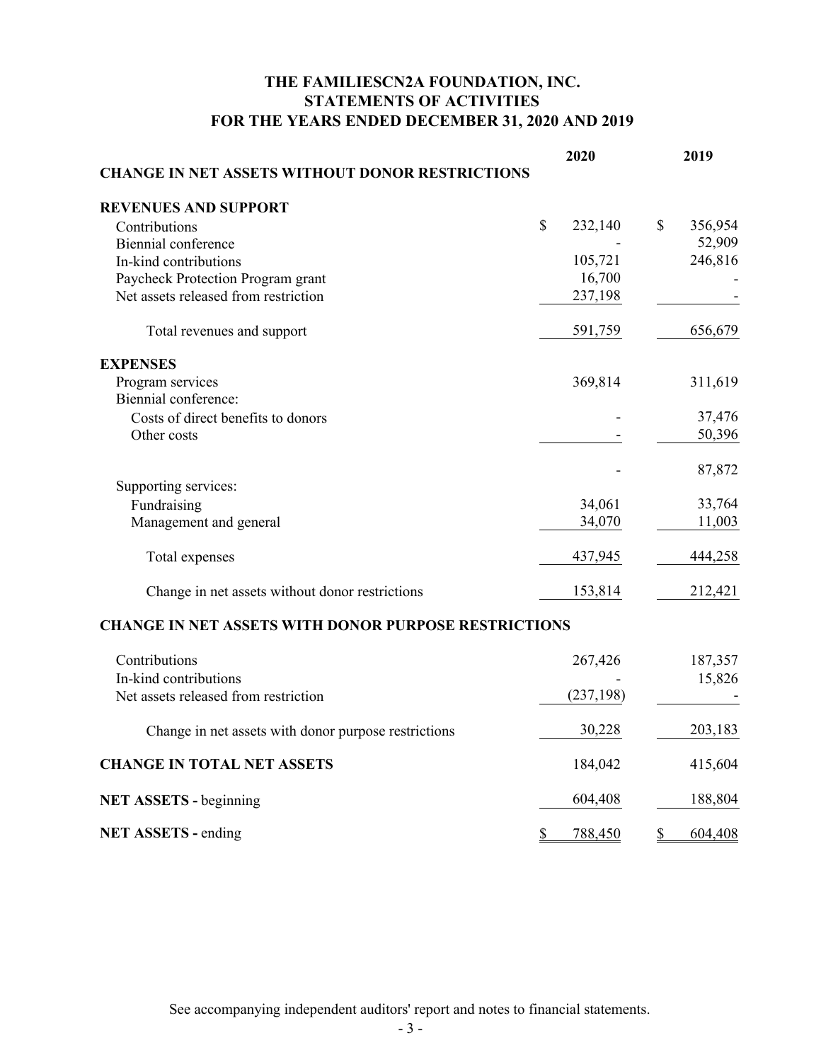# THE FAMILIESCN2A FOUNDATION, INC.
## STATEMENTS OF ACTIVITIES
## FOR THE YEARS ENDED DECEMBER 31, 2020 AND 2019

| | 2020 | 2019 |
|---|---|---|
| **CHANGE IN NET ASSETS WITHOUT DONOR RESTRICTIONS** | | |
| **REVENUES AND SUPPORT** | | |
| Contributions | $ 232,140 | $ 356,954 |
| Biennial conference | - | 52,909 |
| In-kind contributions | 105,721 | 246,816 |
| Paycheck Protection Program grant | 16,700 | - |
| Net assets released from restriction | 237,198 | - |
| Total revenues and support | 591,759 | 656,679 |
| **EXPENSES** | | |
| Program services | 369,814 | 311,619 |
| Biennial conference: | | |
| Costs of direct benefits to donors | - | 37,476 |
| Other costs | - | 50,396 |
| | - | 87,872 |
| Supporting services: | | |
| Fundraising | 34,061 | 33,764 |
| Management and general | 34,070 | 11,003 |
| Total expenses | 437,945 | 444,258 |
| Change in net assets without donor restrictions | 153,814 | 212,421 |
| **CHANGE IN NET ASSETS WITH DONOR PURPOSE RESTRICTIONS** | | |
| Contributions | 267,426 | 187,357 |
| In-kind contributions | - | 15,826 |
| Net assets released from restriction | (237,198) | - |
| Change in net assets with donor purpose restrictions | 30,228 | 203,183 |
| **CHANGE IN TOTAL NET ASSETS** | 184,042 | 415,604 |
| **NET ASSETS -** beginning | 604,408 | 188,804 |
| **NET ASSETS -** ending | $ 788,450 | $ 604,408 |

See accompanying independent auditors' report and notes to financial statements.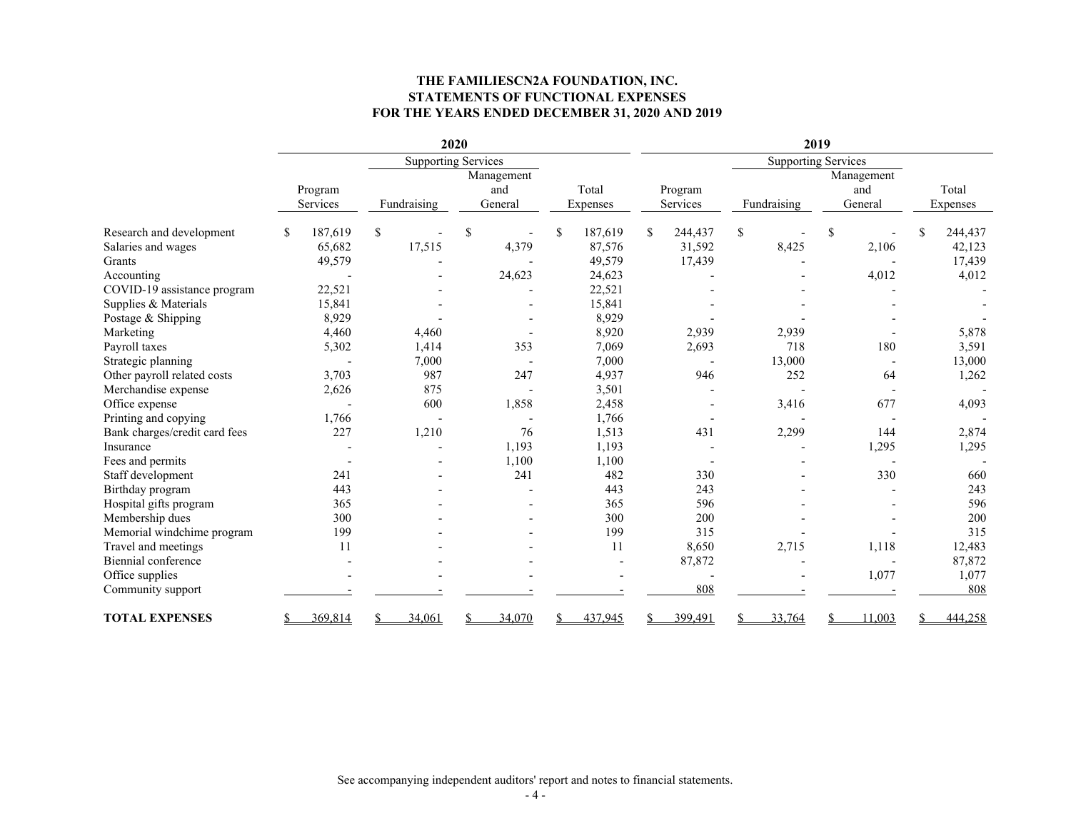**THE FAMILIESCN2A FOUNDATION, INC.**
**STATEMENTS OF FUNCTIONAL EXPENSES**
**FOR THE YEARS ENDED DECEMBER 31, 2020 AND 2019**

| | 2020 | | | | 2019 | | | |
|---|---|---|---|---|---|---|---|---|
| | | Supporting Services | | | | Supporting Services | | |
| | Program Services | Fundraising | Management and General | Total Expenses | Program Services | Fundraising | Management and General | Total Expenses |
| Research and development | $ 187,619 | $ - | $ - | $ 187,619 | $ 244,437 | $ - | $ - | $ 244,437 |
| Salaries and wages | 65,682 | 17,515 | 4,379 | 87,576 | 31,592 | 8,425 | 2,106 | 42,123 |
| Grants | 49,579 | - | - | 49,579 | 17,439 | - | - | 17,439 |
| Accounting | - | - | 24,623 | 24,623 | - | - | 4,012 | 4,012 |
| COVID-19 assistance program | 22,521 | - | - | 22,521 | - | - | - | - |
| Supplies & Materials | 15,841 | - | - | 15,841 | - | - | - | - |
| Postage & Shipping | 8,929 | - | - | 8,929 | - | - | - | - |
| Marketing | 4,460 | 4,460 | - | 8,920 | 2,939 | 2,939 | - | 5,878 |
| Payroll taxes | 5,302 | 1,414 | 353 | 7,069 | 2,693 | 718 | 180 | 3,591 |
| Strategic planning | - | 7,000 | - | 7,000 | - | 13,000 | - | 13,000 |
| Other payroll related costs | 3,703 | 987 | 247 | 4,937 | 946 | 252 | 64 | 1,262 |
| Merchandise expense | 2,626 | 875 | - | 3,501 | - | - | - | - |
| Office expense | - | 600 | 1,858 | 2,458 | - | 3,416 | 677 | 4,093 |
| Printing and copying | 1,766 | - | - | 1,766 | - | - | - | - |
| Bank charges/credit card fees | 227 | 1,210 | 76 | 1,513 | 431 | 2,299 | 144 | 2,874 |
| Insurance | - | - | 1,193 | 1,193 | - | - | 1,295 | 1,295 |
| Fees and permits | - | - | 1,100 | 1,100 | - | - | - | - |
| Staff development | 241 | - | 241 | 482 | 330 | - | 330 | 660 |
| Birthday program | 443 | - | - | 443 | 243 | - | - | 243 |
| Hospital gifts program | 365 | - | - | 365 | 596 | - | - | 596 |
| Membership dues | 300 | - | - | 300 | 200 | - | - | 200 |
| Memorial windchime program | 199 | - | - | 199 | 315 | - | - | 315 |
| Travel and meetings | 11 | - | - | 11 | 8,650 | 2,715 | 1,118 | 12,483 |
| Biennial conference | - | - | - | - | 87,872 | - | - | 87,872 |
| Office supplies | - | - | - | - | - | - | 1,077 | 1,077 |
| Community support | - | - | - | - | 808 | - | - | 808 |
| **TOTAL EXPENSES** | $ 369,814 | $ 34,061 | $ 34,070 | $ 437,945 | $ 399,491 | $ 33,764 | $ 11,003 | $ 444,258 |

See accompanying independent auditors' report and notes to financial statements.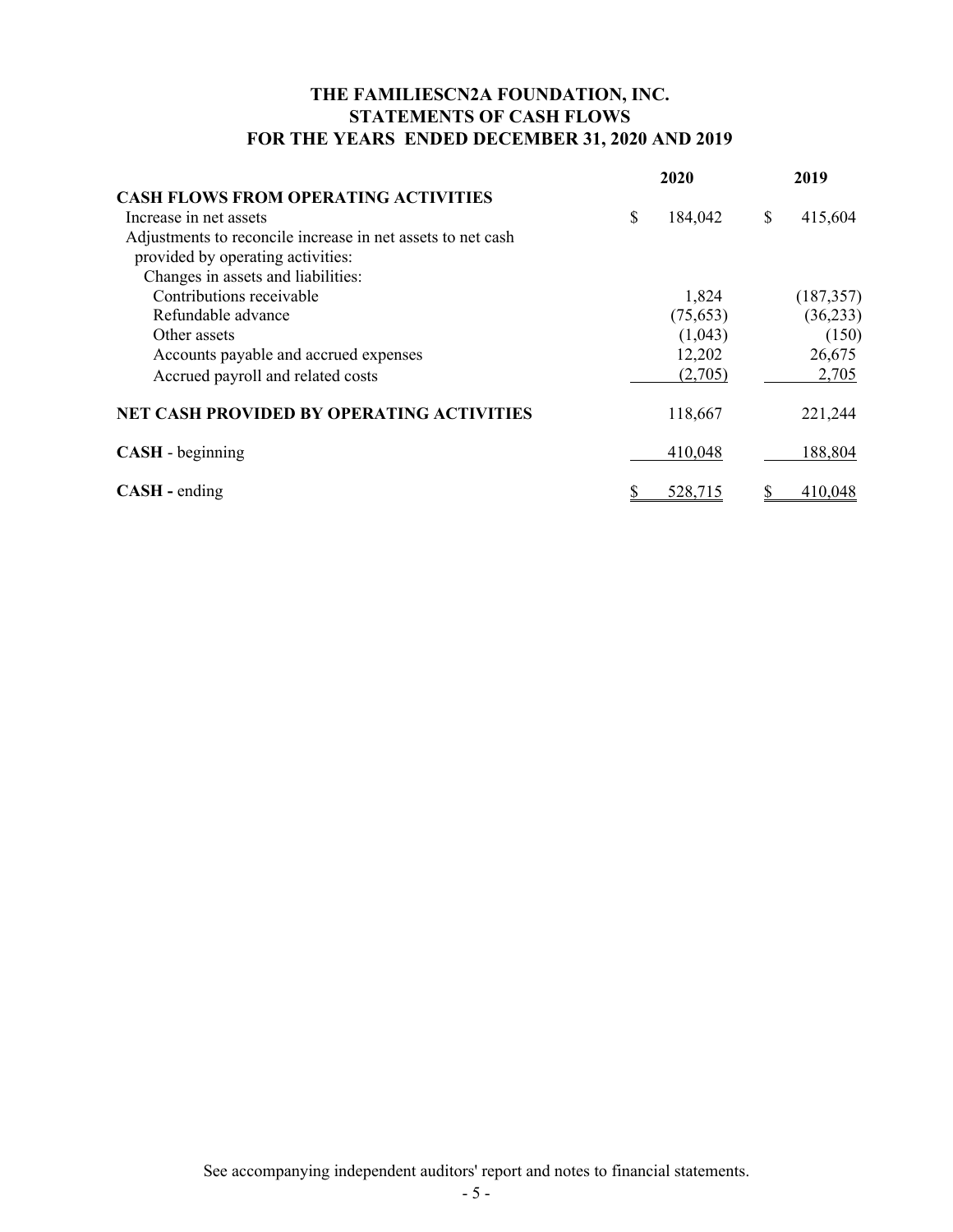# THE FAMILIESCN2A FOUNDATION, INC.
## STATEMENTS OF CASH FLOWS
## FOR THE YEARS ENDED DECEMBER 31, 2020 AND 2019

| | 2020 | 2019 |
|---|---|---|
| **CASH FLOWS FROM OPERATING ACTIVITIES** | | |
| Increase in net assets | $ 184,042 | $ 415,604 |
| Adjustments to reconcile increase in net assets to net cash provided by operating activities: | | |
| Changes in assets and liabilities: | | |
| Contributions receivable | 1,824 | (187,357) |
| Refundable advance | (75,653) | (36,233) |
| Other assets | (1,043) | (150) |
| Accounts payable and accrued expenses | 12,202 | 26,675 |
| Accrued payroll and related costs | (2,705) | 2,705 |
| **NET CASH PROVIDED BY OPERATING ACTIVITIES** | 118,667 | 221,244 |
| **CASH** - beginning | 410,048 | 188,804 |
| **CASH -** ending | $ 528,715 | $ 410,048 |

See accompanying independent auditors' report and notes to financial statements.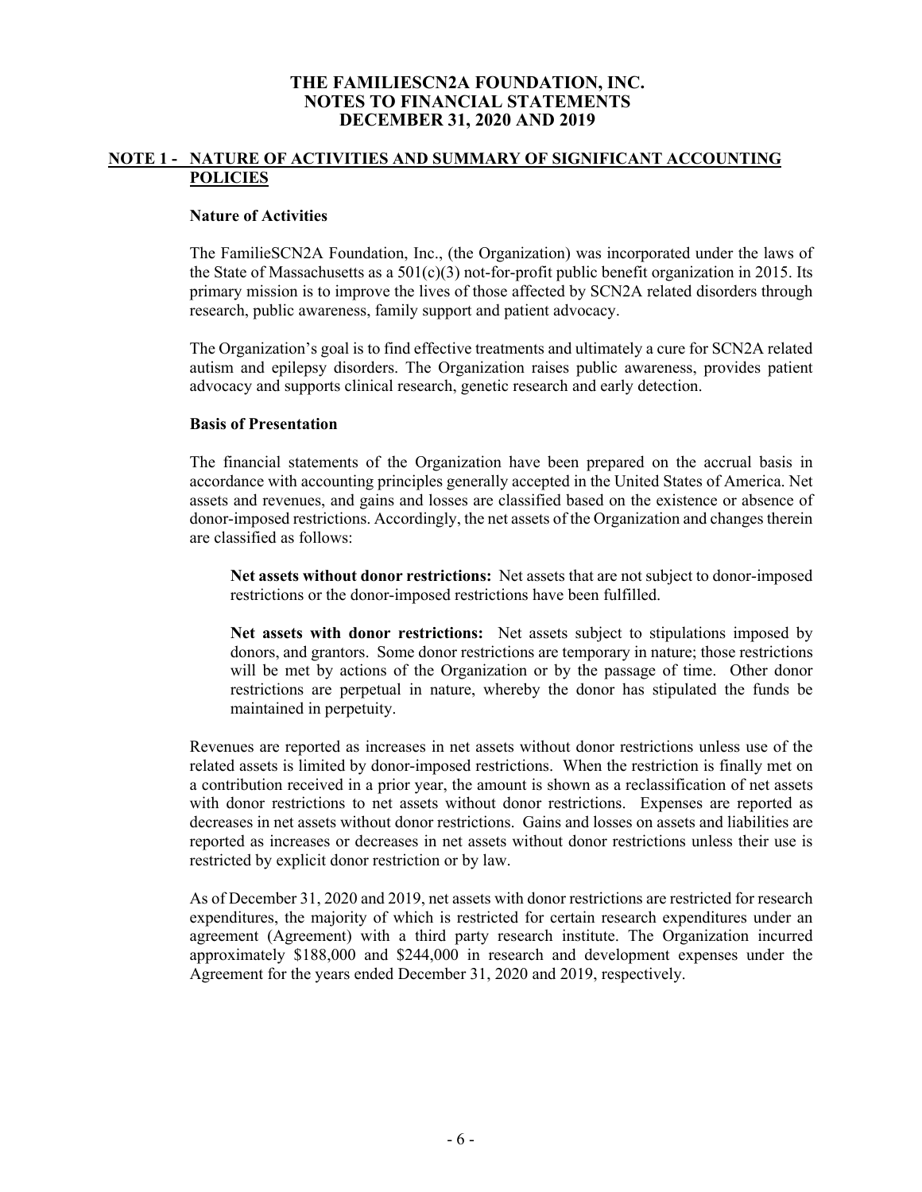# THE FAMILIESCN2A FOUNDATION, INC.
# NOTES TO FINANCIAL STATEMENTS
# DECEMBER 31, 2020 AND 2019

## NOTE 1 - NATURE OF ACTIVITIES AND SUMMARY OF SIGNIFICANT ACCOUNTING POLICIES

### Nature of Activities

The FamilieSCN2A Foundation, Inc., (the Organization) was incorporated under the laws of the State of Massachusetts as a 501(c)(3) not-for-profit public benefit organization in 2015. Its primary mission is to improve the lives of those affected by SCN2A related disorders through research, public awareness, family support and patient advocacy.

The Organization's goal is to find effective treatments and ultimately a cure for SCN2A related autism and epilepsy disorders. The Organization raises public awareness, provides patient advocacy and supports clinical research, genetic research and early detection.

### Basis of Presentation

The financial statements of the Organization have been prepared on the accrual basis in accordance with accounting principles generally accepted in the United States of America. Net assets and revenues, and gains and losses are classified based on the existence or absence of donor-imposed restrictions. Accordingly, the net assets of the Organization and changes therein are classified as follows:

**Net assets without donor restrictions:** Net assets that are not subject to donor-imposed restrictions or the donor-imposed restrictions have been fulfilled.

**Net assets with donor restrictions:** Net assets subject to stipulations imposed by donors, and grantors. Some donor restrictions are temporary in nature; those restrictions will be met by actions of the Organization or by the passage of time. Other donor restrictions are perpetual in nature, whereby the donor has stipulated the funds be maintained in perpetuity.

Revenues are reported as increases in net assets without donor restrictions unless use of the related assets is limited by donor-imposed restrictions. When the restriction is finally met on a contribution received in a prior year, the amount is shown as a reclassification of net assets with donor restrictions to net assets without donor restrictions. Expenses are reported as decreases in net assets without donor restrictions. Gains and losses on assets and liabilities are reported as increases or decreases in net assets without donor restrictions unless their use is restricted by explicit donor restriction or by law.

As of December 31, 2020 and 2019, net assets with donor restrictions are restricted for research expenditures, the majority of which is restricted for certain research expenditures under an agreement (Agreement) with a third party research institute. The Organization incurred approximately $188,000 and $244,000 in research and development expenses under the Agreement for the years ended December 31, 2020 and 2019, respectively.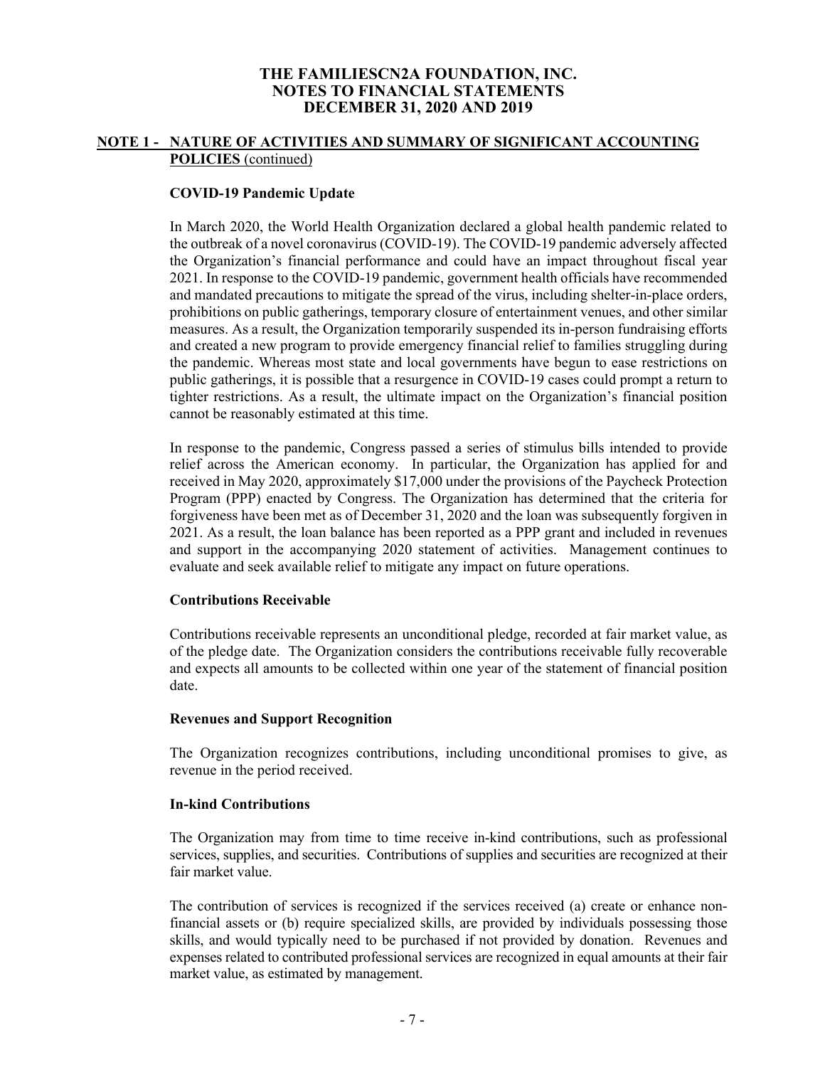# THE FAMILIESCN2A FOUNDATION, INC.
# NOTES TO FINANCIAL STATEMENTS
# DECEMBER 31, 2020 AND 2019

## NOTE 1 - NATURE OF ACTIVITIES AND SUMMARY OF SIGNIFICANT ACCOUNTING POLICIES (continued)

### COVID-19 Pandemic Update

In March 2020, the World Health Organization declared a global health pandemic related to the outbreak of a novel coronavirus (COVID-19). The COVID-19 pandemic adversely affected the Organization's financial performance and could have an impact throughout fiscal year 2021. In response to the COVID-19 pandemic, government health officials have recommended and mandated precautions to mitigate the spread of the virus, including shelter-in-place orders, prohibitions on public gatherings, temporary closure of entertainment venues, and other similar measures. As a result, the Organization temporarily suspended its in-person fundraising efforts and created a new program to provide emergency financial relief to families struggling during the pandemic. Whereas most state and local governments have begun to ease restrictions on public gatherings, it is possible that a resurgence in COVID-19 cases could prompt a return to tighter restrictions. As a result, the ultimate impact on the Organization's financial position cannot be reasonably estimated at this time.

In response to the pandemic, Congress passed a series of stimulus bills intended to provide relief across the American economy. In particular, the Organization has applied for and received in May 2020, approximately $17,000 under the provisions of the Paycheck Protection Program (PPP) enacted by Congress. The Organization has determined that the criteria for forgiveness have been met as of December 31, 2020 and the loan was subsequently forgiven in 2021. As a result, the loan balance has been reported as a PPP grant and included in revenues and support in the accompanying 2020 statement of activities. Management continues to evaluate and seek available relief to mitigate any impact on future operations.

### Contributions Receivable

Contributions receivable represents an unconditional pledge, recorded at fair market value, as of the pledge date. The Organization considers the contributions receivable fully recoverable and expects all amounts to be collected within one year of the statement of financial position date.

### Revenues and Support Recognition

The Organization recognizes contributions, including unconditional promises to give, as revenue in the period received.

### In-kind Contributions

The Organization may from time to time receive in-kind contributions, such as professional services, supplies, and securities. Contributions of supplies and securities are recognized at their fair market value.

The contribution of services is recognized if the services received (a) create or enhance non-financial assets or (b) require specialized skills, are provided by individuals possessing those skills, and would typically need to be purchased if not provided by donation. Revenues and expenses related to contributed professional services are recognized in equal amounts at their fair market value, as estimated by management.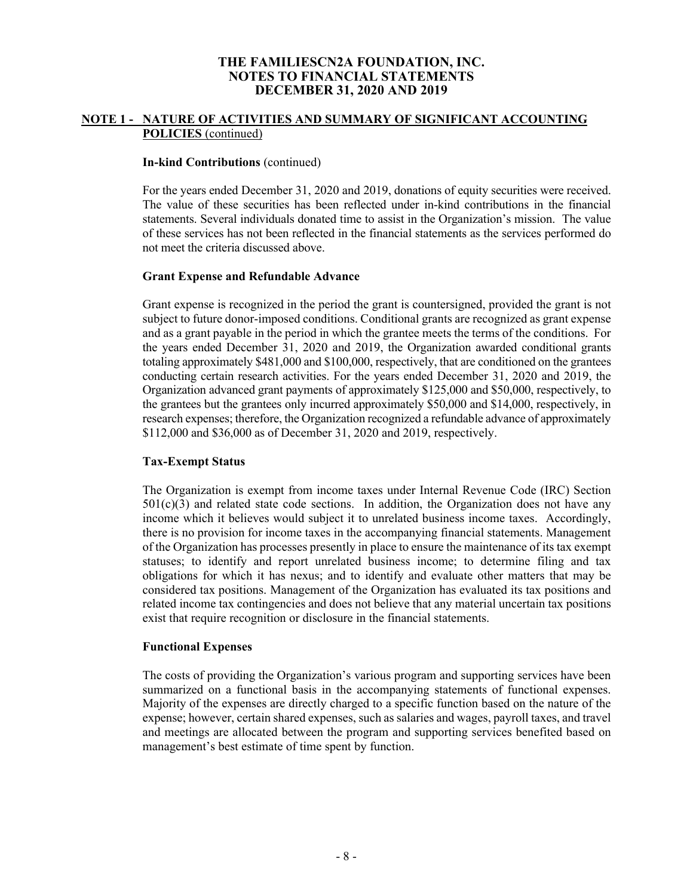# THE FAMILIESCN2A FOUNDATION, INC.
# NOTES TO FINANCIAL STATEMENTS
# DECEMBER 31, 2020 AND 2019

## NOTE 1 - NATURE OF ACTIVITIES AND SUMMARY OF SIGNIFICANT ACCOUNTING POLICIES (continued)

### In-kind Contributions (continued)

For the years ended December 31, 2020 and 2019, donations of equity securities were received. The value of these securities has been reflected under in-kind contributions in the financial statements. Several individuals donated time to assist in the Organization's mission. The value of these services has not been reflected in the financial statements as the services performed do not meet the criteria discussed above.

### Grant Expense and Refundable Advance

Grant expense is recognized in the period the grant is countersigned, provided the grant is not subject to future donor-imposed conditions. Conditional grants are recognized as grant expense and as a grant payable in the period in which the grantee meets the terms of the conditions. For the years ended December 31, 2020 and 2019, the Organization awarded conditional grants totaling approximately \$481,000 and \$100,000, respectively, that are conditioned on the grantees conducting certain research activities. For the years ended December 31, 2020 and 2019, the Organization advanced grant payments of approximately \$125,000 and \$50,000, respectively, to the grantees but the grantees only incurred approximately \$50,000 and \$14,000, respectively, in research expenses; therefore, the Organization recognized a refundable advance of approximately \$112,000 and \$36,000 as of December 31, 2020 and 2019, respectively.

### Tax-Exempt Status

The Organization is exempt from income taxes under Internal Revenue Code (IRC) Section 501(c)(3) and related state code sections. In addition, the Organization does not have any income which it believes would subject it to unrelated business income taxes. Accordingly, there is no provision for income taxes in the accompanying financial statements. Management of the Organization has processes presently in place to ensure the maintenance of its tax exempt statuses; to identify and report unrelated business income; to determine filing and tax obligations for which it has nexus; and to identify and evaluate other matters that may be considered tax positions. Management of the Organization has evaluated its tax positions and related income tax contingencies and does not believe that any material uncertain tax positions exist that require recognition or disclosure in the financial statements.

### Functional Expenses

The costs of providing the Organization's various program and supporting services have been summarized on a functional basis in the accompanying statements of functional expenses. Majority of the expenses are directly charged to a specific function based on the nature of the expense; however, certain shared expenses, such as salaries and wages, payroll taxes, and travel and meetings are allocated between the program and supporting services benefited based on management's best estimate of time spent by function.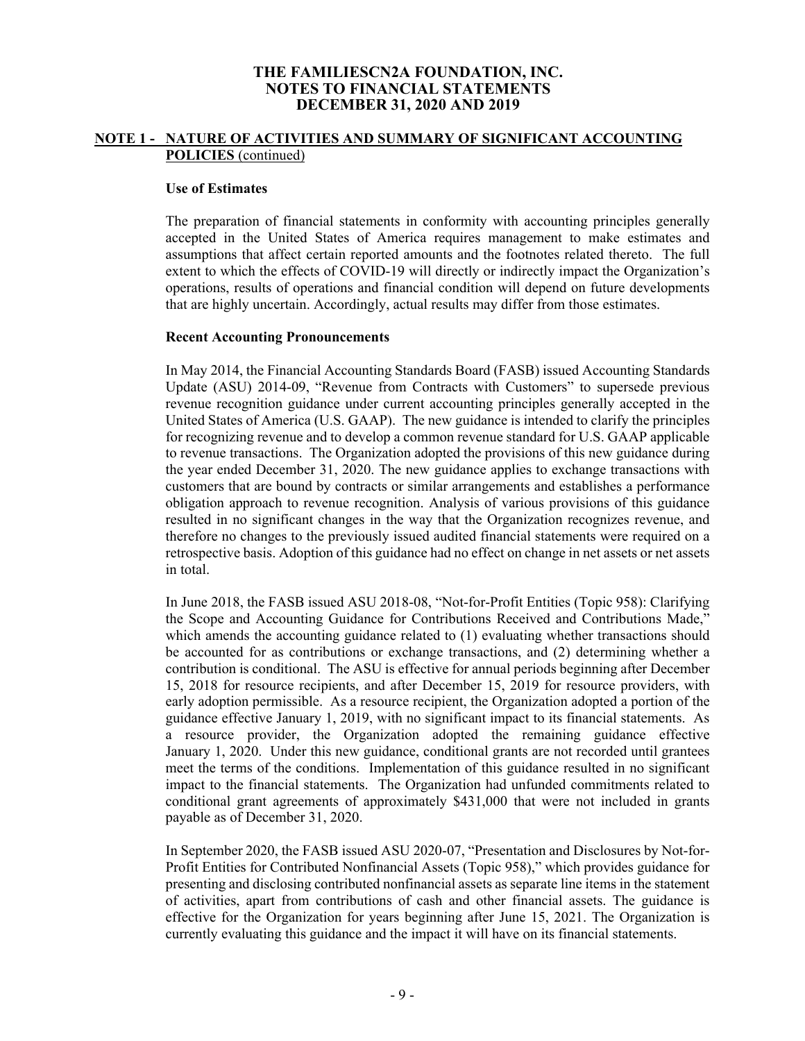# THE FAMILIESCN2A FOUNDATION, INC.
## NOTES TO FINANCIAL STATEMENTS
## DECEMBER 31, 2020 AND 2019

### NOTE 1 - NATURE OF ACTIVITIES AND SUMMARY OF SIGNIFICANT ACCOUNTING POLICIES (continued)

**Use of Estimates**

The preparation of financial statements in conformity with accounting principles generally accepted in the United States of America requires management to make estimates and assumptions that affect certain reported amounts and the footnotes related thereto. The full extent to which the effects of COVID-19 will directly or indirectly impact the Organization's operations, results of operations and financial condition will depend on future developments that are highly uncertain. Accordingly, actual results may differ from those estimates.

**Recent Accounting Pronouncements**

In May 2014, the Financial Accounting Standards Board (FASB) issued Accounting Standards Update (ASU) 2014-09, "Revenue from Contracts with Customers" to supersede previous revenue recognition guidance under current accounting principles generally accepted in the United States of America (U.S. GAAP). The new guidance is intended to clarify the principles for recognizing revenue and to develop a common revenue standard for U.S. GAAP applicable to revenue transactions. The Organization adopted the provisions of this new guidance during the year ended December 31, 2020. The new guidance applies to exchange transactions with customers that are bound by contracts or similar arrangements and establishes a performance obligation approach to revenue recognition. Analysis of various provisions of this guidance resulted in no significant changes in the way that the Organization recognizes revenue, and therefore no changes to the previously issued audited financial statements were required on a retrospective basis. Adoption of this guidance had no effect on change in net assets or net assets in total.

In June 2018, the FASB issued ASU 2018-08, "Not-for-Profit Entities (Topic 958): Clarifying the Scope and Accounting Guidance for Contributions Received and Contributions Made," which amends the accounting guidance related to (1) evaluating whether transactions should be accounted for as contributions or exchange transactions, and (2) determining whether a contribution is conditional. The ASU is effective for annual periods beginning after December 15, 2018 for resource recipients, and after December 15, 2019 for resource providers, with early adoption permissible. As a resource recipient, the Organization adopted a portion of the guidance effective January 1, 2019, with no significant impact to its financial statements. As a resource provider, the Organization adopted the remaining guidance effective January 1, 2020. Under this new guidance, conditional grants are not recorded until grantees meet the terms of the conditions. Implementation of this guidance resulted in no significant impact to the financial statements. The Organization had unfunded commitments related to conditional grant agreements of approximately $431,000 that were not included in grants payable as of December 31, 2020.

In September 2020, the FASB issued ASU 2020-07, "Presentation and Disclosures by Not-for-Profit Entities for Contributed Nonfinancial Assets (Topic 958)," which provides guidance for presenting and disclosing contributed nonfinancial assets as separate line items in the statement of activities, apart from contributions of cash and other financial assets. The guidance is effective for the Organization for years beginning after June 15, 2021. The Organization is currently evaluating this guidance and the impact it will have on its financial statements.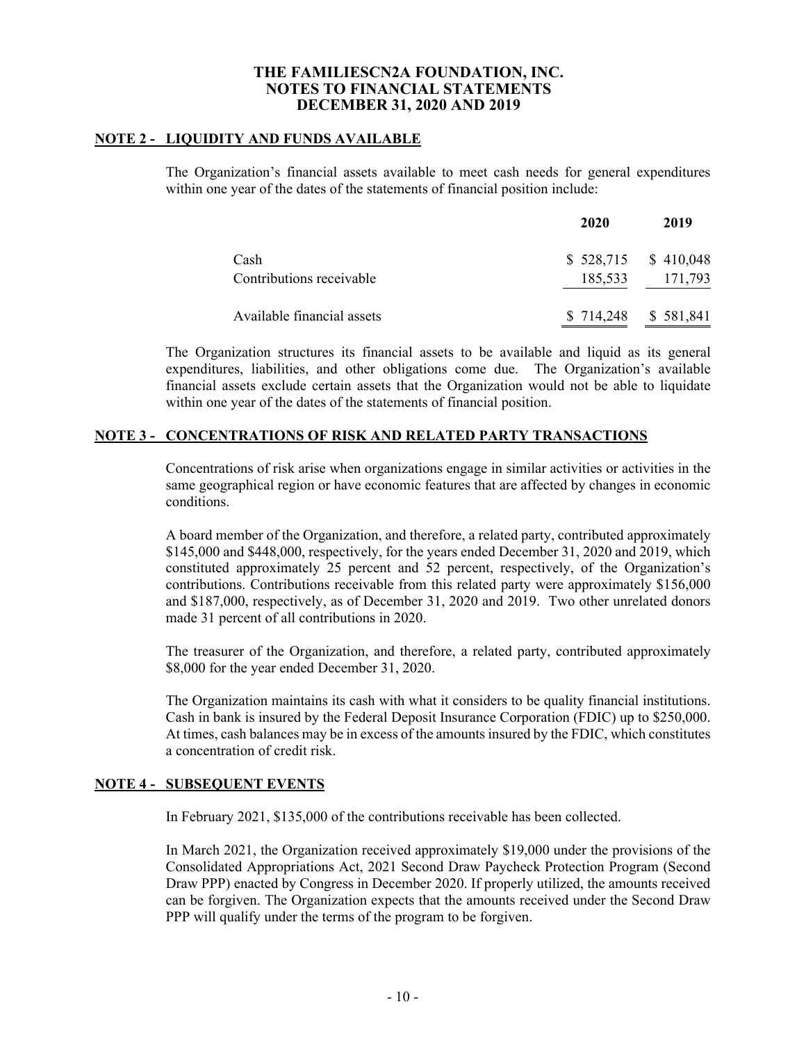# THE FAMILIESCN2A FOUNDATION, INC.
## NOTES TO FINANCIAL STATEMENTS
## DECEMBER 31, 2020 AND 2019

### NOTE 2 - LIQUIDITY AND FUNDS AVAILABLE

The Organization's financial assets available to meet cash needs for general expenditures within one year of the dates of the statements of financial position include:

| | 2020 | 2019 |
|---|---|---|
| Cash | $ 528,715 | $ 410,048 |
| Contributions receivable | 185,533 | 171,793 |
| Available financial assets | $ 714,248 | $ 581,841 |

The Organization structures its financial assets to be available and liquid as its general expenditures, liabilities, and other obligations come due. The Organization's available financial assets exclude certain assets that the Organization would not be able to liquidate within one year of the dates of the statements of financial position.

### NOTE 3 - CONCENTRATIONS OF RISK AND RELATED PARTY TRANSACTIONS

Concentrations of risk arise when organizations engage in similar activities or activities in the same geographical region or have economic features that are affected by changes in economic conditions.

A board member of the Organization, and therefore, a related party, contributed approximately $145,000 and $448,000, respectively, for the years ended December 31, 2020 and 2019, which constituted approximately 25 percent and 52 percent, respectively, of the Organization's contributions. Contributions receivable from this related party were approximately $156,000 and $187,000, respectively, as of December 31, 2020 and 2019. Two other unrelated donors made 31 percent of all contributions in 2020.

The treasurer of the Organization, and therefore, a related party, contributed approximately $8,000 for the year ended December 31, 2020.

The Organization maintains its cash with what it considers to be quality financial institutions. Cash in bank is insured by the Federal Deposit Insurance Corporation (FDIC) up to $250,000. At times, cash balances may be in excess of the amounts insured by the FDIC, which constitutes a concentration of credit risk.

### NOTE 4 - SUBSEQUENT EVENTS

In February 2021, $135,000 of the contributions receivable has been collected.

In March 2021, the Organization received approximately $19,000 under the provisions of the Consolidated Appropriations Act, 2021 Second Draw Paycheck Protection Program (Second Draw PPP) enacted by Congress in December 2020. If properly utilized, the amounts received can be forgiven. The Organization expects that the amounts received under the Second Draw PPP will qualify under the terms of the program to be forgiven.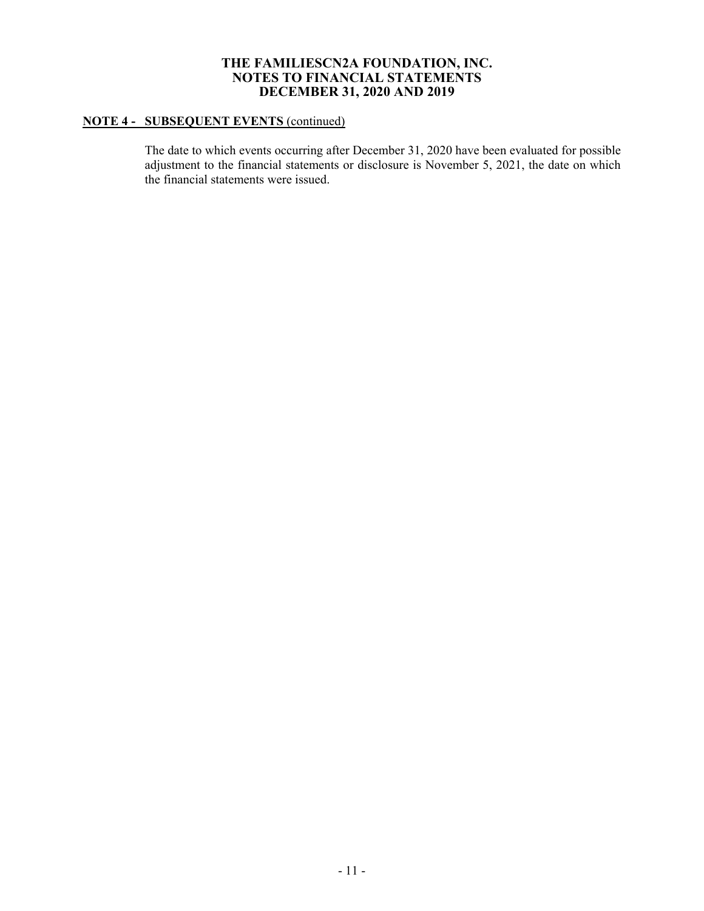**NOTE 4 - SUBSEQUENT EVENTS** (continued)

The date to which events occurring after December 31, 2020 have been evaluated for possible adjustment to the financial statements or disclosure is November 5, 2021, the date on which the financial statements were issued.